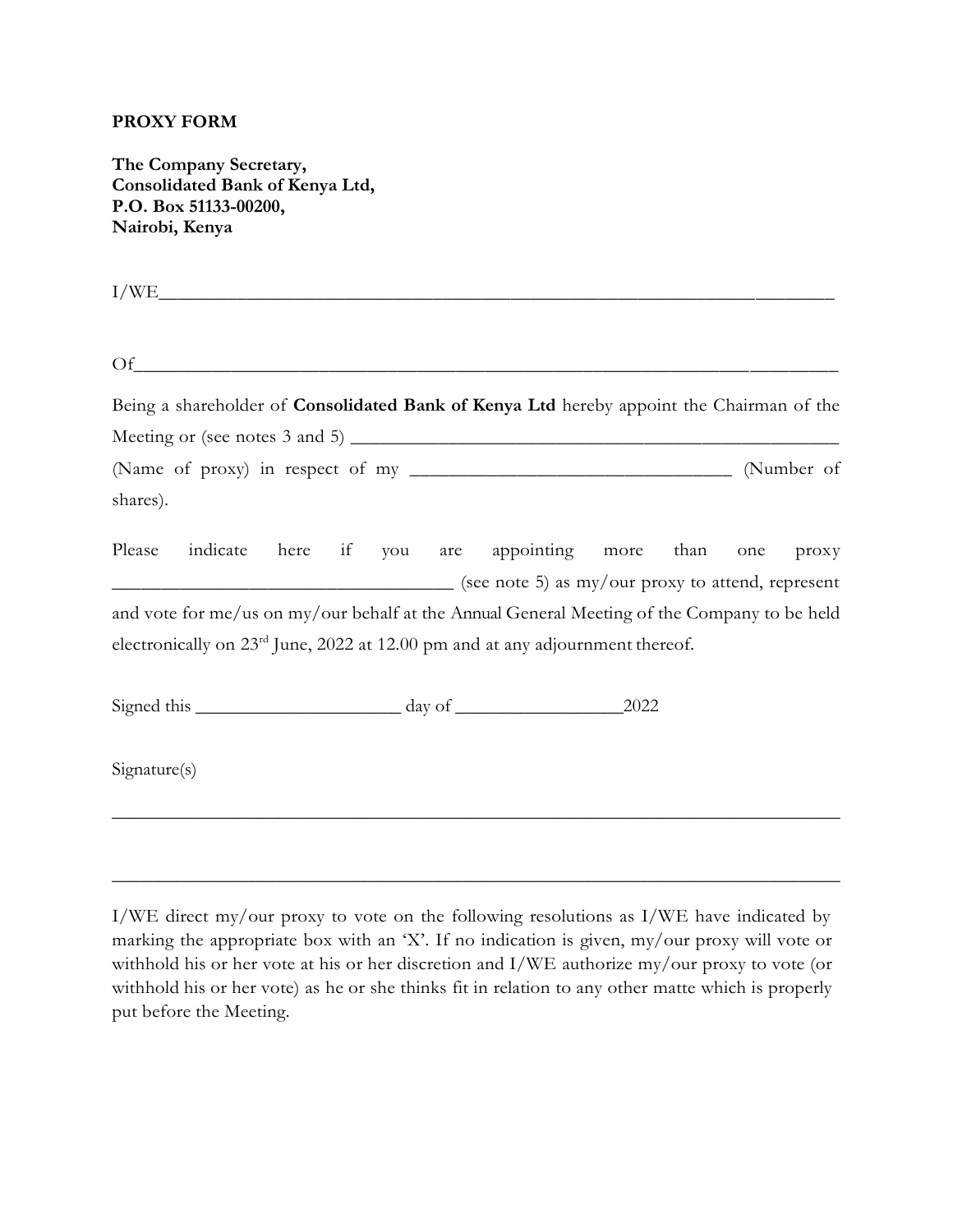**PROXY FORM**

**The Company Secretary,**
**Consolidated Bank of Kenya Ltd,**
**P.O. Box 51133-00200,**
**Nairobi, Kenya**

I/WE_______________________________________________________________________

Of_________________________________________________________________________

Being a shareholder of **Consolidated Bank of Kenya Ltd** hereby appoint the Chairman of the Meeting or (see notes 3 and 5) ________________________________________________ (Name of proxy) in respect of my ______________________________ (Number of shares).

Please indicate here if you are appointing more than one proxy ________________________________ (see note 5) as my/our proxy to attend, represent and vote for me/us on my/our behalf at the Annual General Meeting of the Company to be held electronically on 23rd June, 2022 at 12.00 pm and at any adjournment thereof.

Signed this ____________________ day of ________________2022

Signature(s)

_________________________________________________________________________

_________________________________________________________________________

I/WE direct my/our proxy to vote on the following resolutions as I/WE have indicated by marking the appropriate box with an 'X'. If no indication is given, my/our proxy will vote or withhold his or her vote at his or her discretion and I/WE authorize my/our proxy to vote (or withhold his or her vote) as he or she thinks fit in relation to any other matte which is properly put before the Meeting.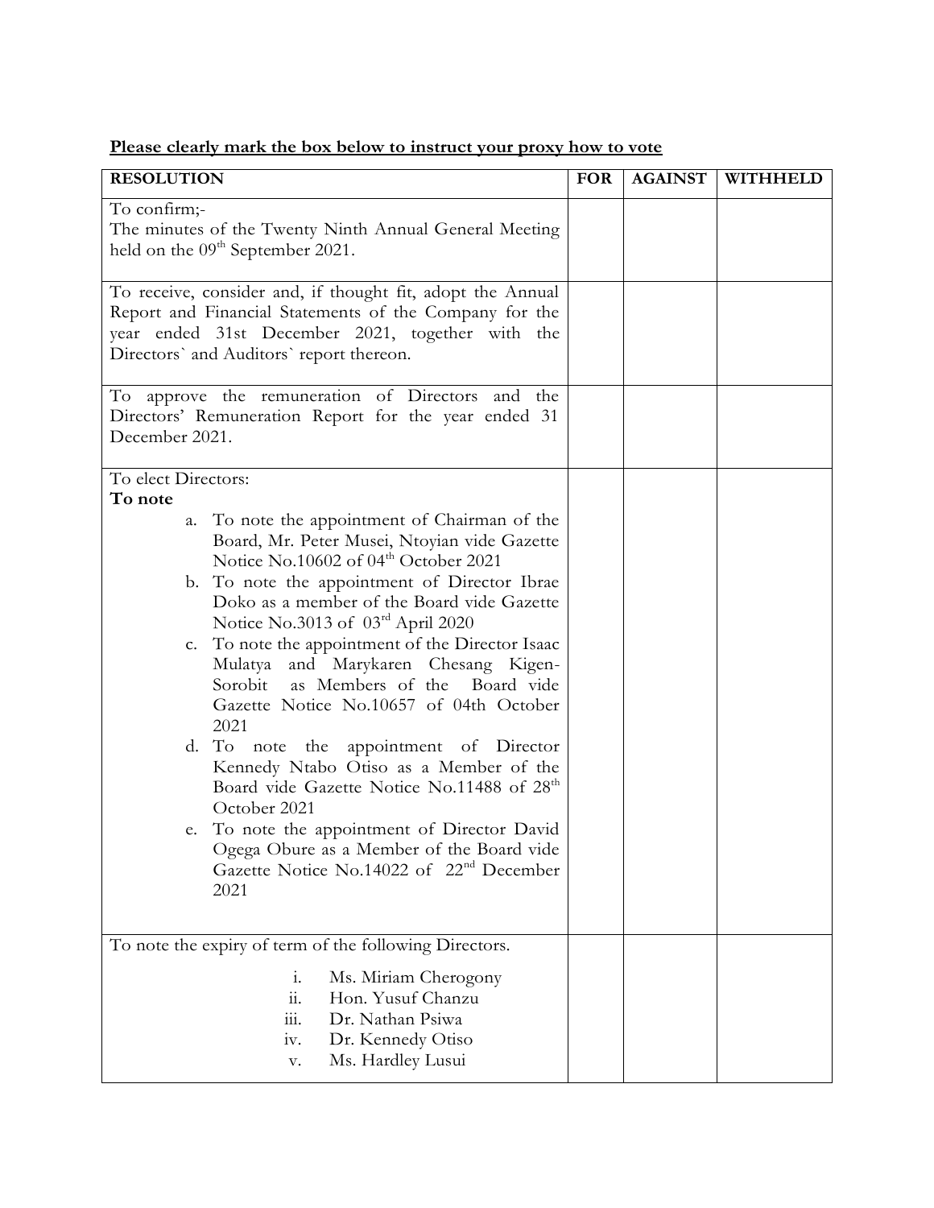**<u>Please clearly mark the box below to instruct your proxy how to vote</u>**

| RESOLUTION | FOR | AGAINST | WITHHELD |
|---|---|---|---|
| To confirm;- <br> The minutes of the Twenty Ninth Annual General Meeting held on the 09th September 2021. | | | |
| To receive, consider and, if thought fit, adopt the Annual Report and Financial Statements of the Company for the year ended 31st December 2021, together with the Directors` and Auditors` report thereon. | | | |
| To approve the remuneration of Directors and the Directors' Remuneration Report for the year ended 31 December 2021. | | | |
| To elect Directors: <br> **To note** <br> a. To note the appointment of Chairman of the Board, Mr. Peter Musei, Ntoyian vide Gazette Notice No.10602 of 04th October 2021 <br> b. To note the appointment of Director Ibrae Doko as a member of the Board vide Gazette Notice No.3013 of 03rd April 2020 <br> c. To note the appointment of the Director Isaac Mulatya and Marykaren Chesang Kigen-Sorobit as Members of the Board vide Gazette Notice No.10657 of 04th October 2021 <br> d. To note the appointment of Director Kennedy Ntabo Otiso as a Member of the Board vide Gazette Notice No.11488 of 28th October 2021 <br> e. To note the appointment of Director David Ogega Obure as a Member of the Board vide Gazette Notice No.14022 of 22nd December 2021 | | | |
| To note the expiry of term of the following Directors. <br> i. Ms. Miriam Cherogony <br> ii. Hon. Yusuf Chanzu <br> iii. Dr. Nathan Psiwa <br> iv. Dr. Kennedy Otiso <br> v. Ms. Hardley Lusui | | | |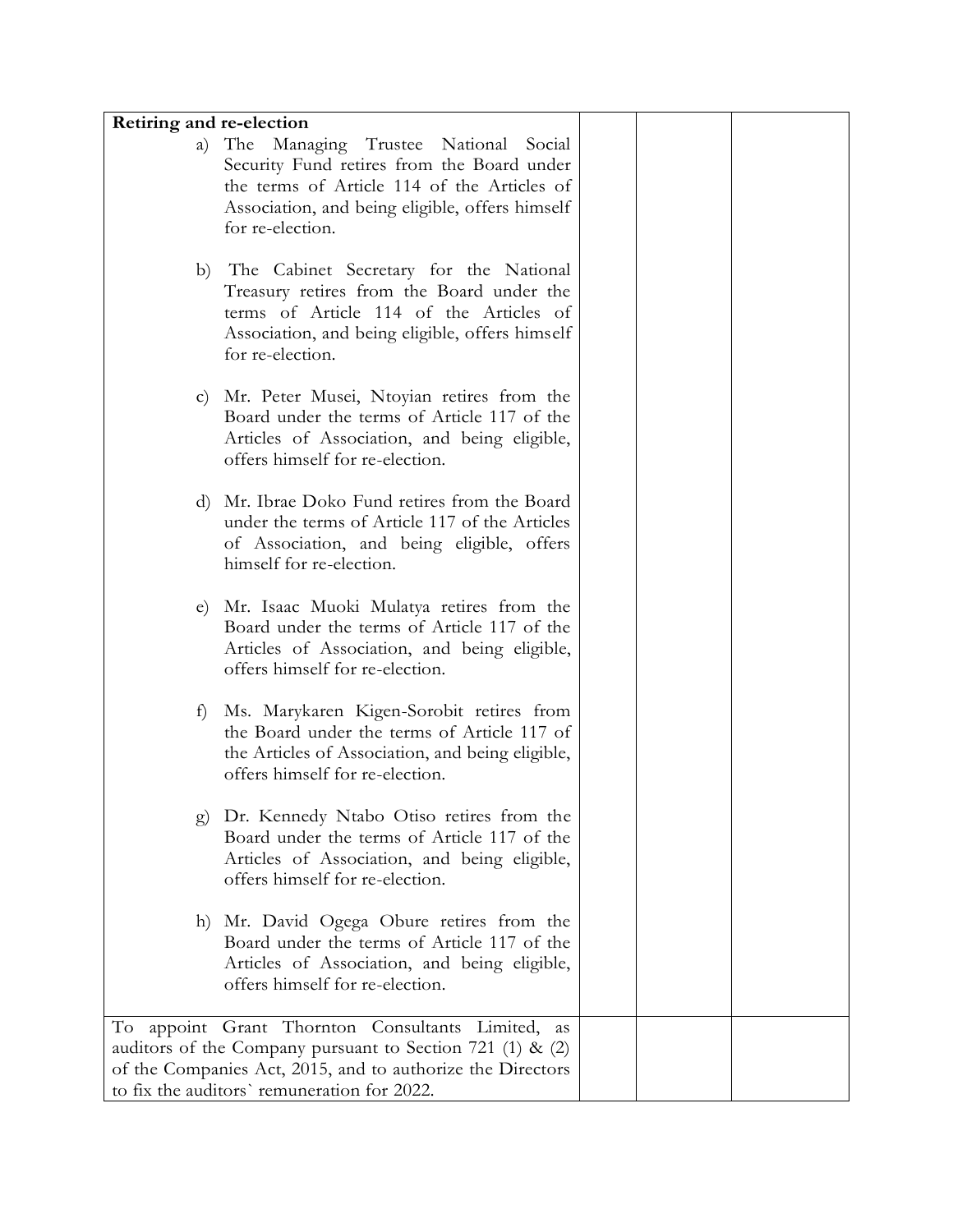| | | | |
|---|---|---|---|
| **Retiring and re-election**<br><br>a) The Managing Trustee National Social Security Fund retires from the Board under the terms of Article 114 of the Articles of Association, and being eligible, offers himself for re-election.<br><br>b) The Cabinet Secretary for the National Treasury retires from the Board under the terms of Article 114 of the Articles of Association, and being eligible, offers himself for re-election.<br><br>c) Mr. Peter Musei, Ntoyian retires from the Board under the terms of Article 117 of the Articles of Association, and being eligible, offers himself for re-election.<br><br>d) Mr. Ibrae Doko Fund retires from the Board under the terms of Article 117 of the Articles of Association, and being eligible, offers himself for re-election.<br><br>e) Mr. Isaac Muoki Mulatya retires from the Board under the terms of Article 117 of the Articles of Association, and being eligible, offers himself for re-election.<br><br>f) Ms. Marykaren Kigen-Sorobit retires from the Board under the terms of Article 117 of the Articles of Association, and being eligible, offers himself for re-election.<br><br>g) Dr. Kennedy Ntabo Otiso retires from the Board under the terms of Article 117 of the Articles of Association, and being eligible, offers himself for re-election.<br><br>h) Mr. David Ogega Obure retires from the Board under the terms of Article 117 of the Articles of Association, and being eligible, offers himself for re-election. | | | |
| To appoint Grant Thornton Consultants Limited, as auditors of the Company pursuant to Section 721 (1) & (2) of the Companies Act, 2015, and to authorize the Directors to fix the auditors` remuneration for 2022. | | | |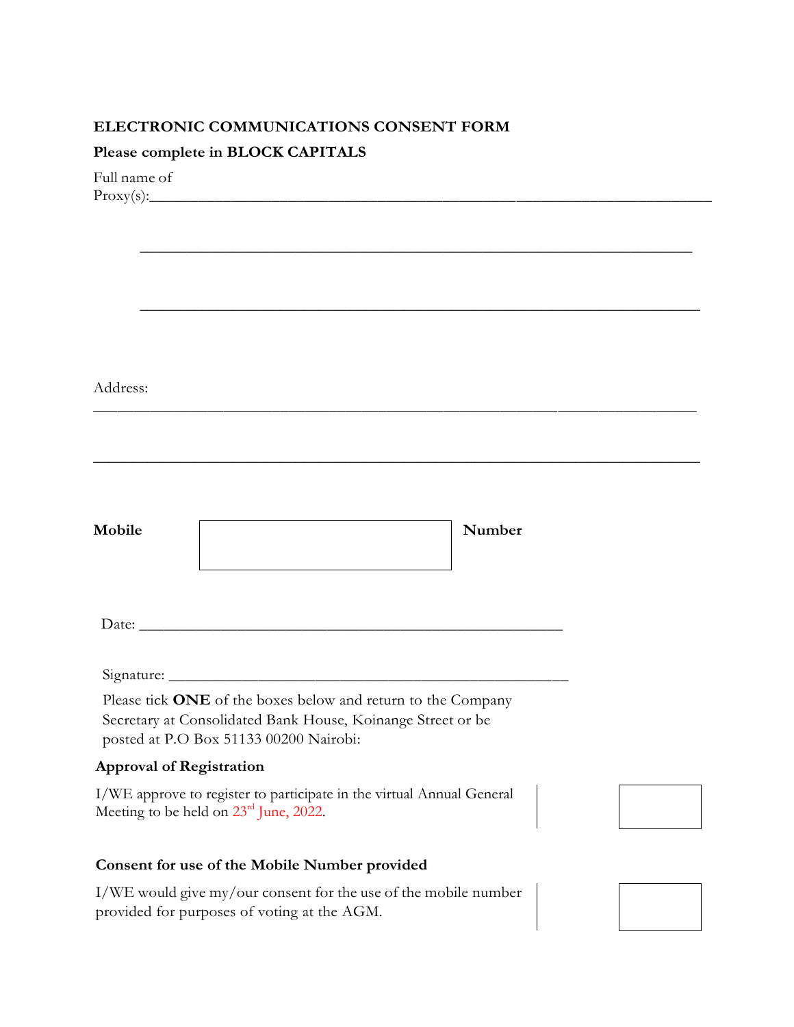**ELECTRONIC COMMUNICATIONS CONSENT FORM**

**Please complete in BLOCK CAPITALS**

Full name of Proxy(s):_______________________________________________________________

_______________________________________________________________

_______________________________________________________________

Address:
_______________________________________________________________

_______________________________________________________________

**Mobile** [ ] **Number**

Date: _______________________________________________

Signature: ___________________________________________

Please tick **ONE** of the boxes below and return to the Company Secretary at Consolidated Bank House, Koinange Street or be posted at P.O Box 51133 00200 Nairobi:

**Approval of Registration**

| I/WE approve to register to participate in the virtual Annual General Meeting to be held on 23rd June, 2022. | [ ] |
| --- | --- |

**Consent for use of the Mobile Number provided**

| I/WE would give my/our consent for the use of the mobile number provided for purposes of voting at the AGM. | [ ] |
| --- | --- |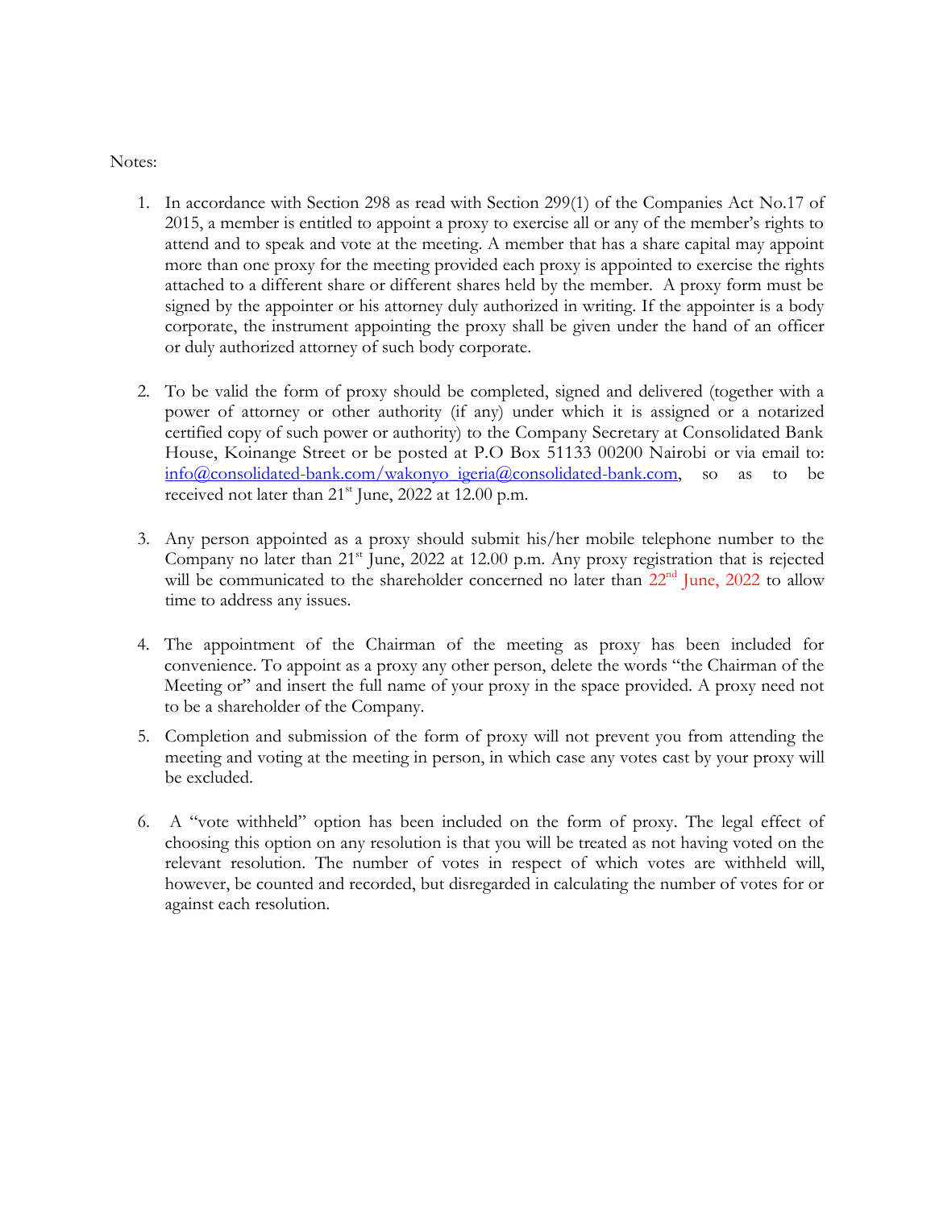Notes:

1. In accordance with Section 298 as read with Section 299(1) of the Companies Act No.17 of 2015, a member is entitled to appoint a proxy to exercise all or any of the member's rights to attend and to speak and vote at the meeting. A member that has a share capital may appoint more than one proxy for the meeting provided each proxy is appointed to exercise the rights attached to a different share or different shares held by the member. A proxy form must be signed by the appointer or his attorney duly authorized in writing. If the appointer is a body corporate, the instrument appointing the proxy shall be given under the hand of an officer or duly authorized attorney of such body corporate.

2. To be valid the form of proxy should be completed, signed and delivered (together with a power of attorney or other authority (if any) under which it is assigned or a notarized certified copy of such power or authority) to the Company Secretary at Consolidated Bank House, Koinange Street or be posted at P.O Box 51133 00200 Nairobi or via email to: info@consolidated-bank.com/wakonyo_igeria@consolidated-bank.com, so as to be received not later than 21st June, 2022 at 12.00 p.m.

3. Any person appointed as a proxy should submit his/her mobile telephone number to the Company no later than 21st June, 2022 at 12.00 p.m. Any proxy registration that is rejected will be communicated to the shareholder concerned no later than 22nd June, 2022 to allow time to address any issues.

4. The appointment of the Chairman of the meeting as proxy has been included for convenience. To appoint as a proxy any other person, delete the words "the Chairman of the Meeting or" and insert the full name of your proxy in the space provided. A proxy need not to be a shareholder of the Company.

5. Completion and submission of the form of proxy will not prevent you from attending the meeting and voting at the meeting in person, in which case any votes cast by your proxy will be excluded.

6. A "vote withheld" option has been included on the form of proxy. The legal effect of choosing this option on any resolution is that you will be treated as not having voted on the relevant resolution. The number of votes in respect of which votes are withheld will, however, be counted and recorded, but disregarded in calculating the number of votes for or against each resolution.